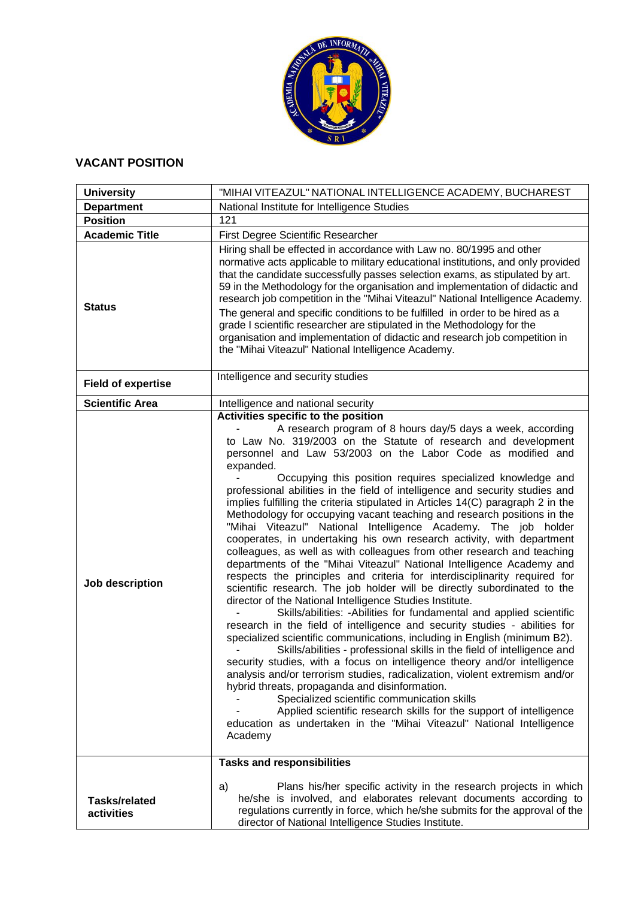## VACANT POSITION

| | |
|---|---|
| **University** | "MIHAI VITEAZUL" NATIONAL INTELLIGENCE ACADEMY, BUCHAREST |
| **Department** | National Institute for Intelligence Studies |
| **Position** | 121 |
| **Academic Title** | First Degree Scientific Researcher |
| **Status** | Hiring shall be effected in accordance with Law no. 80/1995 and other normative acts applicable to military educational institutions, and only provided that the candidate successfully passes selection exams, as stipulated by art. 59 in the Methodology for the organisation and implementation of didactic and research job competition in the "Mihai Viteazul" National Intelligence Academy.<br>The general and specific conditions to be fulfilled in order to be hired as a grade I scientific researcher are stipulated in the Methodology for the organisation and implementation of didactic and research job competition in the "Mihai Viteazul" National Intelligence Academy. |
| **Field of expertise** | Intelligence and security studies |
| **Scientific Area** | Intelligence and national security |
| **Job description** | **Activities specific to the position**<br>- A research program of 8 hours day/5 days a week, according to Law No. 319/2003 on the Statute of research and development personnel and Law 53/2003 on the Labor Code as modified and expanded.<br>- Occupying this position requires specialized knowledge and professional abilities in the field of intelligence and security studies and implies fulfilling the criteria stipulated in Articles 14(C) paragraph 2 in the Methodology for occupying vacant teaching and research positions in the "Mihai Viteazul" National Intelligence Academy. The job holder cooperates, in undertaking his own research activity, with department colleagues, as well as with colleagues from other research and teaching departments of the "Mihai Viteazul" National Intelligence Academy and respects the principles and criteria for interdisciplinarity required for scientific research. The job holder will be directly subordinated to the director of the National Intelligence Studies Institute.<br>- Skills/abilities: -Abilities for fundamental and applied scientific research in the field of intelligence and security studies - abilities for specialized scientific communications, including in English (minimum B2).<br>- Skills/abilities - professional skills in the field of intelligence and security studies, with a focus on intelligence theory and/or intelligence analysis and/or terrorism studies, radicalization, violent extremism and/or hybrid threats, propaganda and disinformation.<br>- Specialized scientific communication skills<br>- Applied scientific research skills for the support of intelligence education as undertaken in the "Mihai Viteazul" National Intelligence Academy |
| **Tasks/related activities** | **Tasks and responsibilities**<br>a) Plans his/her specific activity in the research projects in which he/she is involved, and elaborates relevant documents according to regulations currently in force, which he/she submits for the approval of the director of National Intelligence Studies Institute. |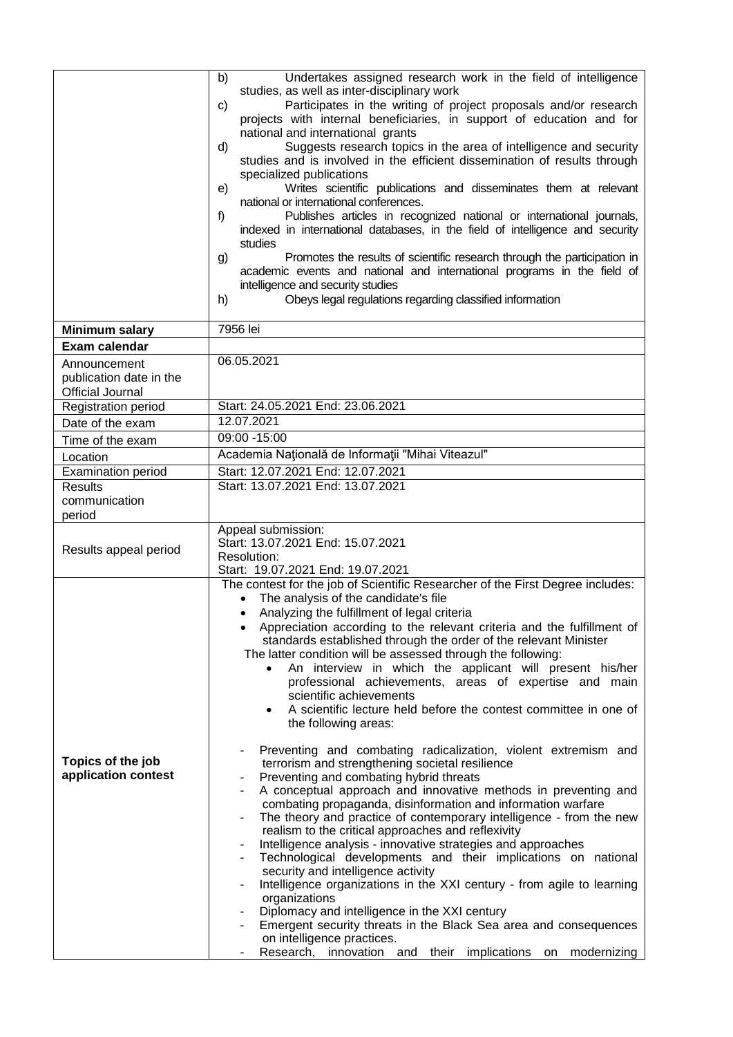| | |
|---|---|
| | b) Undertakes assigned research work in the field of intelligence studies, as well as inter-disciplinary work<br>c) Participates in the writing of project proposals and/or research projects with internal beneficiaries, in support of education and for national and international grants<br>d) Suggests research topics in the area of intelligence and security studies and is involved in the efficient dissemination of results through specialized publications<br>e) Writes scientific publications and disseminates them at relevant national or international conferences.<br>f) Publishes articles in recognized national or international journals, indexed in international databases, in the field of intelligence and security studies<br>g) Promotes the results of scientific research through the participation in academic events and national and international programs in the field of intelligence and security studies<br>h) Obeys legal regulations regarding classified information |
| **Minimum salary** | 7956 lei |
| **Exam calendar** | |
| Announcement publication date in the Official Journal | 06.05.2021 |
| Registration period | Start: 24.05.2021 End: 23.06.2021 |
| Date of the exam | 12.07.2021 |
| Time of the exam | 09:00 -15:00 |
| Location | Academia Naţională de Informaţii "Mihai Viteazul" |
| Examination period | Start: 12.07.2021 End: 12.07.2021 |
| Results communication period | Start: 13.07.2021 End: 13.07.2021 |
| Results appeal period | Appeal submission:<br>Start: 13.07.2021 End: 15.07.2021<br>Resolution:<br>Start: 19.07.2021 End: 19.07.2021 |
| **Topics of the job application contest** | The contest for the job of Scientific Researcher of the First Degree includes:<br>• The analysis of the candidate's file<br>• Analyzing the fulfillment of legal criteria<br>• Appreciation according to the relevant criteria and the fulfillment of standards established through the order of the relevant Minister<br>The latter condition will be assessed through the following:<br>• An interview in which the applicant will present his/her professional achievements, areas of expertise and main scientific achievements<br>• A scientific lecture held before the contest committee in one of the following areas:<br><br>- Preventing and combating radicalization, violent extremism and terrorism and strengthening societal resilience<br>- Preventing and combating hybrid threats<br>- A conceptual approach and innovative methods in preventing and combating propaganda, disinformation and information warfare<br>- The theory and practice of contemporary intelligence - from the new realism to the critical approaches and reflexivity<br>- Intelligence analysis - innovative strategies and approaches<br>- Technological developments and their implications on national security and intelligence activity<br>- Intelligence organizations in the XXI century - from agile to learning organizations<br>- Diplomacy and intelligence in the XXI century<br>- Emergent security threats in the Black Sea area and consequences on intelligence practices.<br>- Research, innovation and their implications on modernizing |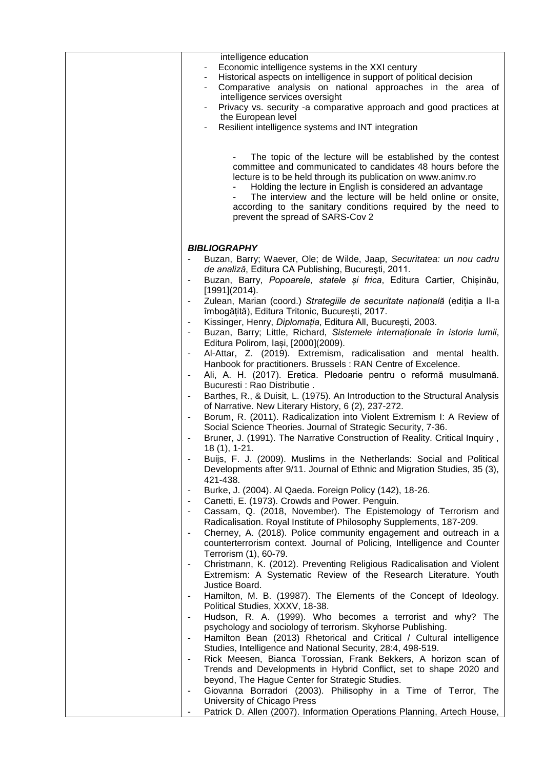intelligence education

- Economic intelligence systems in the XXI century
- Historical aspects on intelligence in support of political decision
- Comparative analysis on national approaches in the area of intelligence services oversight
- Privacy vs. security -a comparative approach and good practices at the European level
- Resilient intelligence systems and INT integration

- The topic of the lecture will be established by the contest committee and communicated to candidates 48 hours before the lecture is to be held through its publication on www.animv.ro
- Holding the lecture in English is considered an advantage
- The interview and the lecture will be held online or onsite, according to the sanitary conditions required by the need to prevent the spread of SARS-Cov 2

***BIBLIOGRAPHY***

- Buzan, Barry; Waever, Ole; de Wilde, Jaap, *Securitatea: un nou cadru de analiză*, Editura CA Publishing, Bucureşti, 2011.
- Buzan, Barry, *Popoarele, statele și frica*, Editura Cartier, Chișinău, [1991](2014).
- Zulean, Marian (coord.) *Strategiile de securitate națională* (ediția a II-a îmbogățită), Editura Tritonic, București, 2017.
- Kissinger, Henry, *Diplomația*, Editura All, București, 2003.
- Buzan, Barry; Little, Richard, *Sistemele internaționale în istoria lumii*, Editura Polirom, Iași, [2000](2009).
- Al-Attar, Z. (2019). Extremism, radicalisation and mental health. Hanbook for practitioners. Brussels : RAN Centre of Excelence.
- Ali, A. H. (2017). Eretica. Pledoarie pentru o reformă musulmană. Bucuresti : Rao Distributie .
- Barthes, R., & Duisit, L. (1975). An Introduction to the Structural Analysis of Narrative. New Literary History, 6 (2), 237-272.
- Borum, R. (2011). Radicalization into Violent Extremism I: A Review of Social Science Theories. Journal of Strategic Security, 7-36.
- Bruner, J. (1991). The Narrative Construction of Reality. Critical Inquiry , 18 (1), 1-21.
- Buijs, F. J. (2009). Muslims in the Netherlands: Social and Political Developments after 9/11. Journal of Ethnic and Migration Studies, 35 (3), 421-438.
- Burke, J. (2004). Al Qaeda. Foreign Policy (142), 18-26.
- Canetti, E. (1973). Crowds and Power. Penguin.
- Cassam, Q. (2018, November). The Epistemology of Terrorism and Radicalisation. Royal Institute of Philosophy Supplements, 187-209.
- Cherney, A. (2018). Police community engagement and outreach in a counterterrorism context. Journal of Policing, Intelligence and Counter Terrorism (1), 60-79.
- Christmann, K. (2012). Preventing Religious Radicalisation and Violent Extremism: A Systematic Review of the Research Literature. Youth Justice Board.
- Hamilton, M. B. (19987). The Elements of the Concept of Ideology. Political Studies, XXXV, 18-38.
- Hudson, R. A. (1999). Who becomes a terrorist and why? The psychology and sociology of terrorism. Skyhorse Publishing.
- Hamilton Bean (2013) Rhetorical and Critical / Cultural intelligence Studies, Intelligence and National Security, 28:4, 498-519.
- Rick Meesen, Bianca Torossian, Frank Bekkers, A horizon scan of Trends and Developments in Hybrid Conflict, set to shape 2020 and beyond, The Hague Center for Strategic Studies.
- Giovanna Borradori (2003). Philisophy in a Time of Terror, The University of Chicago Press
- Patrick D. Allen (2007). Information Operations Planning, Artech House,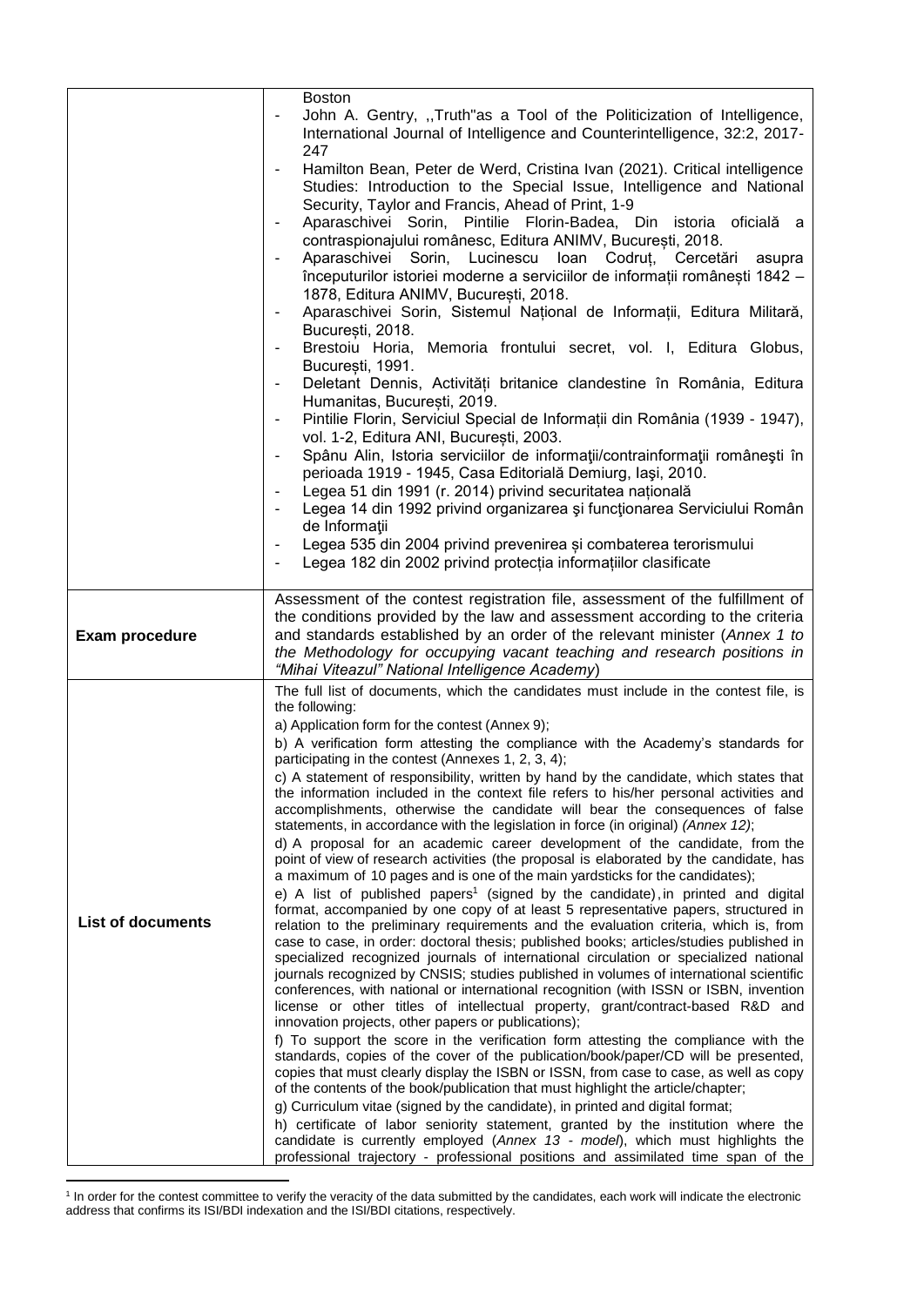| | |
|---|---|
| | Boston<br>- John A. Gentry, ,,Truth"as a Tool of the Politicization of Intelligence, International Journal of Intelligence and Counterintelligence, 32:2, 2017-247<br>- Hamilton Bean, Peter de Werd, Cristina Ivan (2021). Critical intelligence Studies: Introduction to the Special Issue, Intelligence and National Security, Taylor and Francis, Ahead of Print, 1-9<br>- Aparaschivei Sorin, Pintilie Florin-Badea, Din istoria oficială a contraspionajului românesc, Editura ANIMV, București, 2018.<br>- Aparaschivei Sorin, Lucinescu Ioan Codruț, Cercetări asupra începuturilor istoriei moderne a serviciilor de informații românești 1842 – 1878, Editura ANIMV, București, 2018.<br>- Aparaschivei Sorin, Sistemul Național de Informații, Editura Militară, București, 2018.<br>- Brestoiu Horia, Memoria frontului secret, vol. I, Editura Globus, București, 1991.<br>- Deletant Dennis, Activități britanice clandestine în România, Editura Humanitas, București, 2019.<br>- Pintilie Florin, Serviciul Special de Informații din România (1939 - 1947), vol. 1-2, Editura ANI, București, 2003.<br>- Spânu Alin, Istoria serviciilor de informaţii/contrainformaţii româneşti în perioada 1919 - 1945, Casa Editorială Demiurg, Iași, 2010.<br>- Legea 51 din 1991 (r. 2014) privind securitatea națională<br>- Legea 14 din 1992 privind organizarea şi funcţionarea Serviciului Român de Informaţii<br>- Legea 535 din 2004 privind prevenirea și combaterea terorismului<br>- Legea 182 din 2002 privind protecția informațiilor clasificate |
| **Exam procedure** | Assessment of the contest registration file, assessment of the fulfillment of the conditions provided by the law and assessment according to the criteria and standards established by an order of the relevant minister (*Annex 1 to the Methodology for occupying vacant teaching and research positions in "Mihai Viteazul" National Intelligence Academy*) |
| **List of documents** | The full list of documents, which the candidates must include in the contest file, is the following:<br>a) Application form for the contest (Annex 9);<br>b) A verification form attesting the compliance with the Academy's standards for participating in the contest (Annexes 1, 2, 3, 4);<br>c) A statement of responsibility, written by hand by the candidate, which states that the information included in the context file refers to his/her personal activities and accomplishments, otherwise the candidate will bear the consequences of false statements, in accordance with the legislation in force (in original) *(Annex 12)*;<br>d) A proposal for an academic career development of the candidate, from the point of view of research activities (the proposal is elaborated by the candidate, has a maximum of 10 pages and is one of the main yardsticks for the candidates);<br>e) A list of published papers[1] (signed by the candidate), in printed and digital format, accompanied by one copy of at least 5 representative papers, structured in relation to the preliminary requirements and the evaluation criteria, which is, from case to case, in order: doctoral thesis; published books; articles/studies published in specialized recognized journals of international circulation or specialized national journals recognized by CNSIS; studies published in volumes of international scientific conferences, with national or international recognition (with ISSN or ISBN, invention license or other titles of intellectual property, grant/contract-based R&D and innovation projects, other papers or publications);<br>f) To support the score in the verification form attesting the compliance with the standards, copies of the cover of the publication/book/paper/CD will be presented, copies that must clearly display the ISBN or ISSN, from case to case, as well as copy of the contents of the book/publication that must highlight the article/chapter;<br>g) Curriculum vitae (signed by the candidate), in printed and digital format;<br>h) certificate of labor seniority statement, granted by the institution where the candidate is currently employed (*Annex 13 - model*), which must highlights the professional trajectory - professional positions and assimilated time span of the |

[1] In order for the contest committee to verify the veracity of the data submitted by the candidates, each work will indicate the electronic address that confirms its ISI/BDI indexation and the ISI/BDI citations, respectively.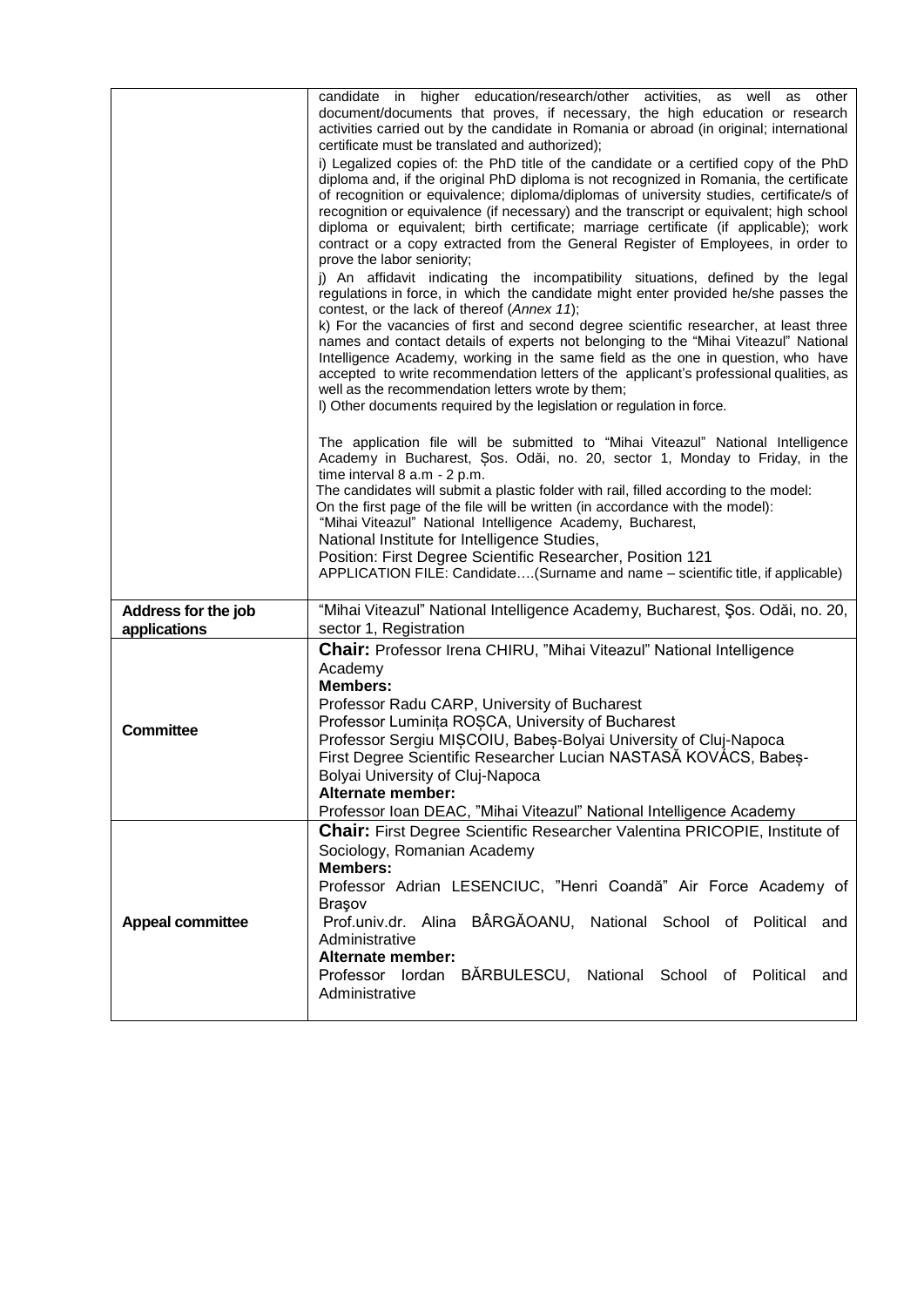| | |
|---|---|
| | candidate in higher education/research/other activities, as well as other document/documents that proves, if necessary, the high education or research activities carried out by the candidate in Romania or abroad (in original; international certificate must be translated and authorized);<br>i) Legalized copies of: the PhD title of the candidate or a certified copy of the PhD diploma and, if the original PhD diploma is not recognized in Romania, the certificate of recognition or equivalence; diploma/diplomas of university studies, certificate/s of recognition or equivalence (if necessary) and the transcript or equivalent; high school diploma or equivalent; birth certificate; marriage certificate (if applicable); work contract or a copy extracted from the General Register of Employees, in order to prove the labor seniority;<br>j) An affidavit indicating the incompatibility situations, defined by the legal regulations in force, in which the candidate might enter provided he/she passes the contest, or the lack of thereof (*Annex 11*);<br>k) For the vacancies of first and second degree scientific researcher, at least three names and contact details of experts not belonging to the "Mihai Viteazul" National Intelligence Academy, working in the same field as the one in question, who have accepted to write recommendation letters of the applicant's professional qualities, as well as the recommendation letters wrote by them;<br>l) Other documents required by the legislation or regulation in force.<br><br>The application file will be submitted to "Mihai Viteazul" National Intelligence Academy in Bucharest, Șos. Odăi, no. 20, sector 1, Monday to Friday, in the time interval 8 a.m - 2 p.m.<br>The candidates will submit a plastic folder with rail, filled according to the model:<br>On the first page of the file will be written (in accordance with the model):<br>"Mihai Viteazul" National Intelligence Academy, Bucharest,<br>National Institute for Intelligence Studies,<br>Position: First Degree Scientific Researcher, Position 121<br>APPLICATION FILE: Candidate….(Surname and name – scientific title, if applicable) |
| **Address for the job applications** | "Mihai Viteazul" National Intelligence Academy, Bucharest, Şos. Odăi, no. 20, sector 1, Registration |
| **Committee** | **Chair:** Professor Irena CHIRU, "Mihai Viteazul" National Intelligence Academy<br>**Members:**<br>Professor Radu CARP, University of Bucharest<br>Professor Luminița ROȘCA, University of Bucharest<br>Professor Sergiu MIȘCOIU, Babeș-Bolyai University of Cluj-Napoca<br>First Degree Scientific Researcher Lucian NASTASĂ KOVÁCS, Babeș-Bolyai University of Cluj-Napoca<br>**Alternate member:**<br>Professor Ioan DEAC, "Mihai Viteazul" National Intelligence Academy |
| **Appeal committee** | **Chair:** First Degree Scientific Researcher Valentina PRICOPIE, Institute of Sociology, Romanian Academy<br>**Members:**<br>Professor Adrian LESENCIUC, "Henri Coandă" Air Force Academy of Braşov<br>Prof.univ.dr. Alina BÂRGĂOANU, National School of Political and Administrative<br>**Alternate member:**<br>Professor Iordan BĂRBULESCU, National School of Political and Administrative |